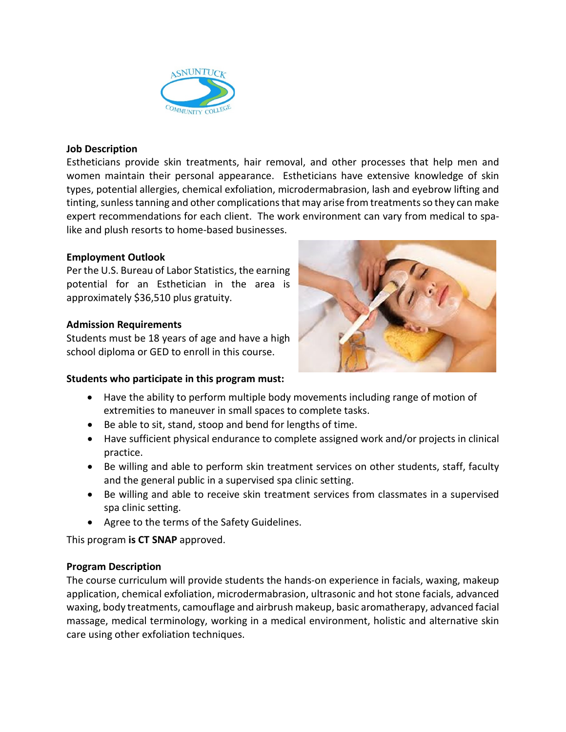## Job Description

Estheticians provide skin treatments, hair removal, and other processes that help men and women maintain their personal appearance. Estheticians have extensive knowledge of skin types, potential allergies, chemical exfoliation, microdermabrasion, lash and eyebrow lifting and tinting, sunless tanning and other complications that may arise from treatments so they can make expert recommendations for each client. The work environment can vary from medical to spa-like and plush resorts to home-based businesses.

## Employment Outlook

Per the U.S. Bureau of Labor Statistics, the earning potential for an Esthetician in the area is approximately $36,510 plus gratuity.

## Admission Requirements

Students must be 18 years of age and have a high school diploma or GED to enroll in this course.

**Students who participate in this program must:**

- Have the ability to perform multiple body movements including range of motion of extremities to maneuver in small spaces to complete tasks.
- Be able to sit, stand, stoop and bend for lengths of time.
- Have sufficient physical endurance to complete assigned work and/or projects in clinical practice.
- Be willing and able to perform skin treatment services on other students, staff, faculty and the general public in a supervised spa clinic setting.
- Be willing and able to receive skin treatment services from classmates in a supervised spa clinic setting.
- Agree to the terms of the Safety Guidelines.

This program **is CT SNAP** approved.

## Program Description

The course curriculum will provide students the hands-on experience in facials, waxing, makeup application, chemical exfoliation, microdermabrasion, ultrasonic and hot stone facials, advanced waxing, body treatments, camouflage and airbrush makeup, basic aromatherapy, advanced facial massage, medical terminology, working in a medical environment, holistic and alternative skin care using other exfoliation techniques.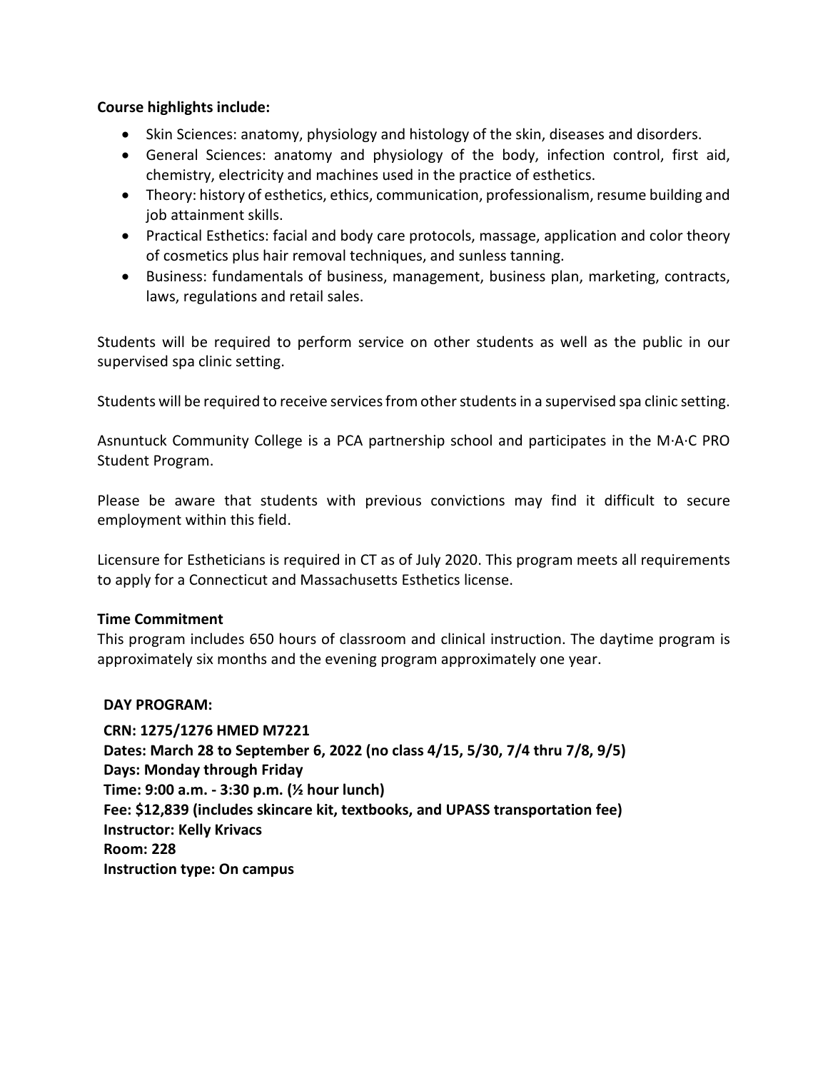**Course highlights include:**

- Skin Sciences: anatomy, physiology and histology of the skin, diseases and disorders.
- General Sciences: anatomy and physiology of the body, infection control, first aid, chemistry, electricity and machines used in the practice of esthetics.
- Theory: history of esthetics, ethics, communication, professionalism, resume building and job attainment skills.
- Practical Esthetics: facial and body care protocols, massage, application and color theory of cosmetics plus hair removal techniques, and sunless tanning.
- Business: fundamentals of business, management, business plan, marketing, contracts, laws, regulations and retail sales.

Students will be required to perform service on other students as well as the public in our supervised spa clinic setting.

Students will be required to receive services from other students in a supervised spa clinic setting.

Asnuntuck Community College is a PCA partnership school and participates in the M·A·C PRO Student Program.

Please be aware that students with previous convictions may find it difficult to secure employment within this field.

Licensure for Estheticians is required in CT as of July 2020. This program meets all requirements to apply for a Connecticut and Massachusetts Esthetics license.

**Time Commitment**

This program includes 650 hours of classroom and clinical instruction. The daytime program is approximately six months and the evening program approximately one year.

**DAY PROGRAM:**

**CRN: 1275/1276 HMED M7221**
**Dates: March 28 to September 6, 2022 (no class 4/15, 5/30, 7/4 thru 7/8, 9/5)**
**Days: Monday through Friday**
**Time: 9:00 a.m. - 3:30 p.m. (½ hour lunch)**
**Fee: $12,839 (includes skincare kit, textbooks, and UPASS transportation fee)**
**Instructor: Kelly Krivacs**
**Room: 228**
**Instruction type: On campus**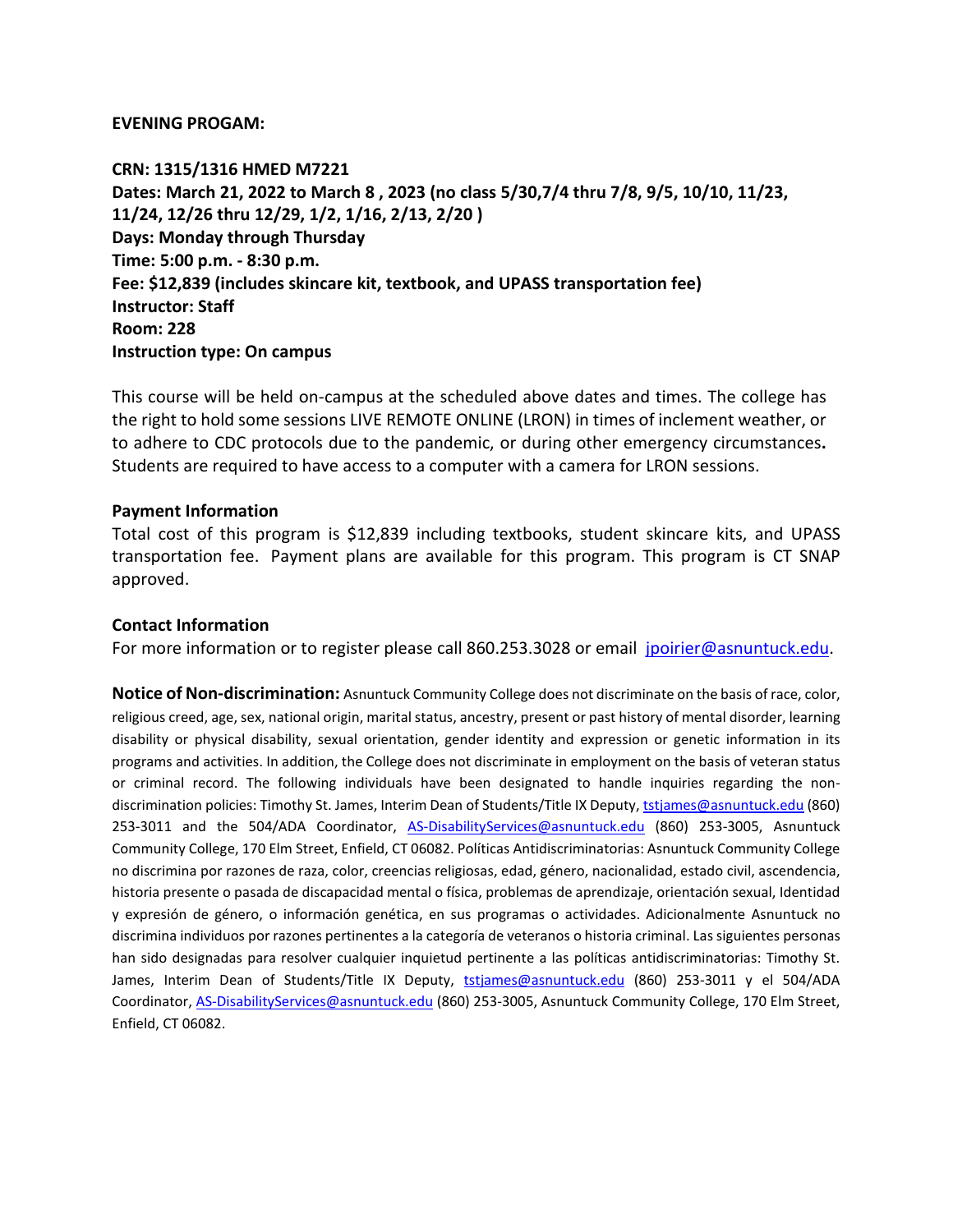**EVENING PROGAM:**

**CRN: 1315/1316 HMED M7221**
**Dates: March 21, 2022 to March 8 , 2023 (no class 5/30,7/4 thru 7/8, 9/5, 10/10, 11/23, 11/24, 12/26 thru 12/29, 1/2, 1/16, 2/13, 2/20 )**
**Days: Monday through Thursday**
**Time: 5:00 p.m. - 8:30 p.m.**
**Fee: $12,839 (includes skincare kit, textbook, and UPASS transportation fee)**
**Instructor: Staff**
**Room: 228**
**Instruction type: On campus**

This course will be held on-campus at the scheduled above dates and times. The college has the right to hold some sessions LIVE REMOTE ONLINE (LRON) in times of inclement weather, or to adhere to CDC protocols due to the pandemic, or during other emergency circumstances**.** Students are required to have access to a computer with a camera for LRON sessions.

### Payment Information

Total cost of this program is $12,839 including textbooks, student skincare kits, and UPASS transportation fee. Payment plans are available for this program. This program is CT SNAP approved.

### Contact Information

For more information or to register please call 860.253.3028 or email jpoirier@asnuntuck.edu.

**Notice of Non-discrimination:** Asnuntuck Community College does not discriminate on the basis of race, color, religious creed, age, sex, national origin, marital status, ancestry, present or past history of mental disorder, learning disability or physical disability, sexual orientation, gender identity and expression or genetic information in its programs and activities. In addition, the College does not discriminate in employment on the basis of veteran status or criminal record. The following individuals have been designated to handle inquiries regarding the non-discrimination policies: Timothy St. James, Interim Dean of Students/Title IX Deputy, tstjames@asnuntuck.edu (860) 253-3011 and the 504/ADA Coordinator, AS-DisabilityServices@asnuntuck.edu (860) 253-3005, Asnuntuck Community College, 170 Elm Street, Enfield, CT 06082. Políticas Antidiscriminatorias: Asnuntuck Community College no discrimina por razones de raza, color, creencias religiosas, edad, género, nacionalidad, estado civil, ascendencia, historia presente o pasada de discapacidad mental o física, problemas de aprendizaje, orientación sexual, Identidad y expresión de género, o información genética, en sus programas o actividades. Adicionalmente Asnuntuck no discrimina individuos por razones pertinentes a la categoría de veteranos o historia criminal. Las siguientes personas han sido designadas para resolver cualquier inquietud pertinente a las políticas antidiscriminatorias: Timothy St. James, Interim Dean of Students/Title IX Deputy, tstjames@asnuntuck.edu (860) 253-3011 y el 504/ADA Coordinator, AS-DisabilityServices@asnuntuck.edu (860) 253-3005, Asnuntuck Community College, 170 Elm Street, Enfield, CT 06082.